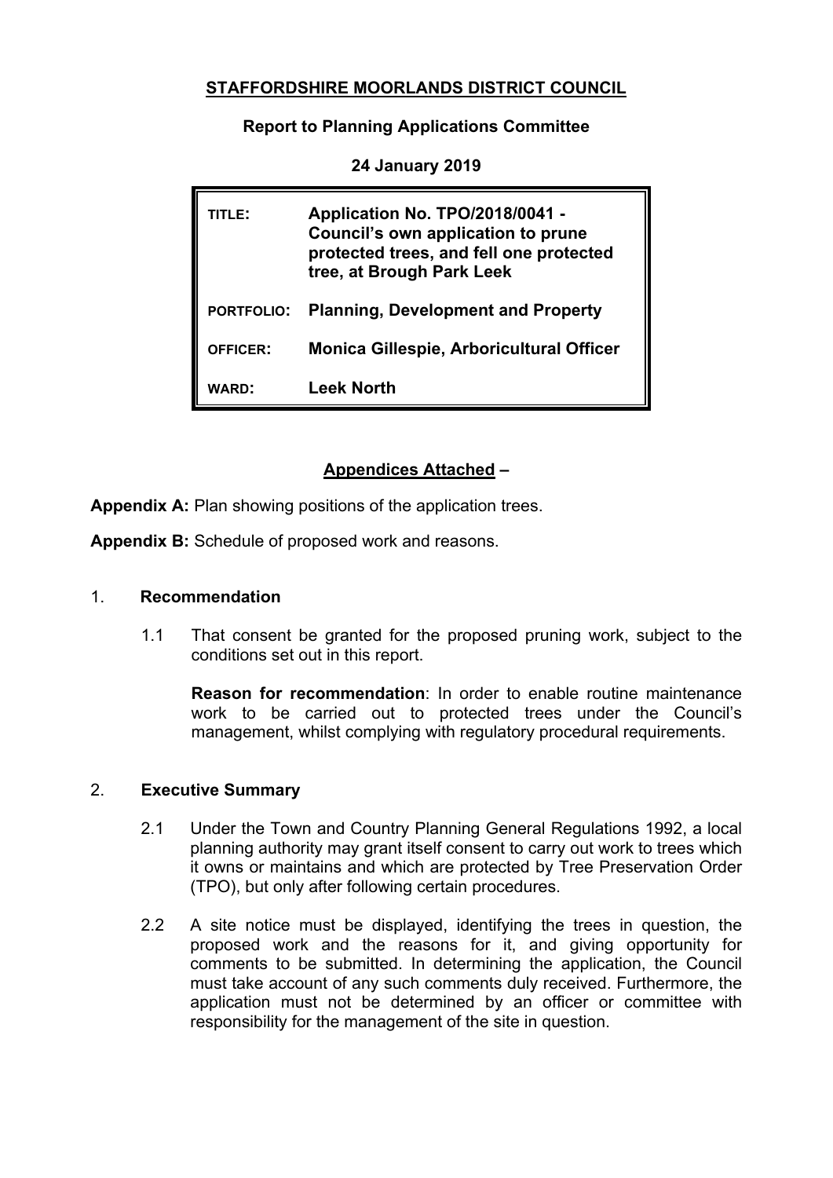# STAFFORDSHIRE MOORLANDS DISTRICT COUNCIL

## Report to Planning Applications Committee

### 24 January 2019

| | |
|---|---|
| **TITLE:** | **Application No. TPO/2018/0041 - Council's own application to prune protected trees, and fell one protected tree, at Brough Park Leek** |
| **PORTFOLIO:** | **Planning, Development and Property** |
| **OFFICER:** | **Monica Gillespie, Arboricultural Officer** |
| **WARD:** | **Leek North** |

## Appendices Attached –

**Appendix A:** Plan showing positions of the application trees.

**Appendix B:** Schedule of proposed work and reasons.

## 1. Recommendation

1.1 That consent be granted for the proposed pruning work, subject to the conditions set out in this report.

**Reason for recommendation**: In order to enable routine maintenance work to be carried out to protected trees under the Council's management, whilst complying with regulatory procedural requirements.

## 2. Executive Summary

2.1 Under the Town and Country Planning General Regulations 1992, a local planning authority may grant itself consent to carry out work to trees which it owns or maintains and which are protected by Tree Preservation Order (TPO), but only after following certain procedures.

2.2 A site notice must be displayed, identifying the trees in question, the proposed work and the reasons for it, and giving opportunity for comments to be submitted. In determining the application, the Council must take account of any such comments duly received. Furthermore, the application must not be determined by an officer or committee with responsibility for the management of the site in question.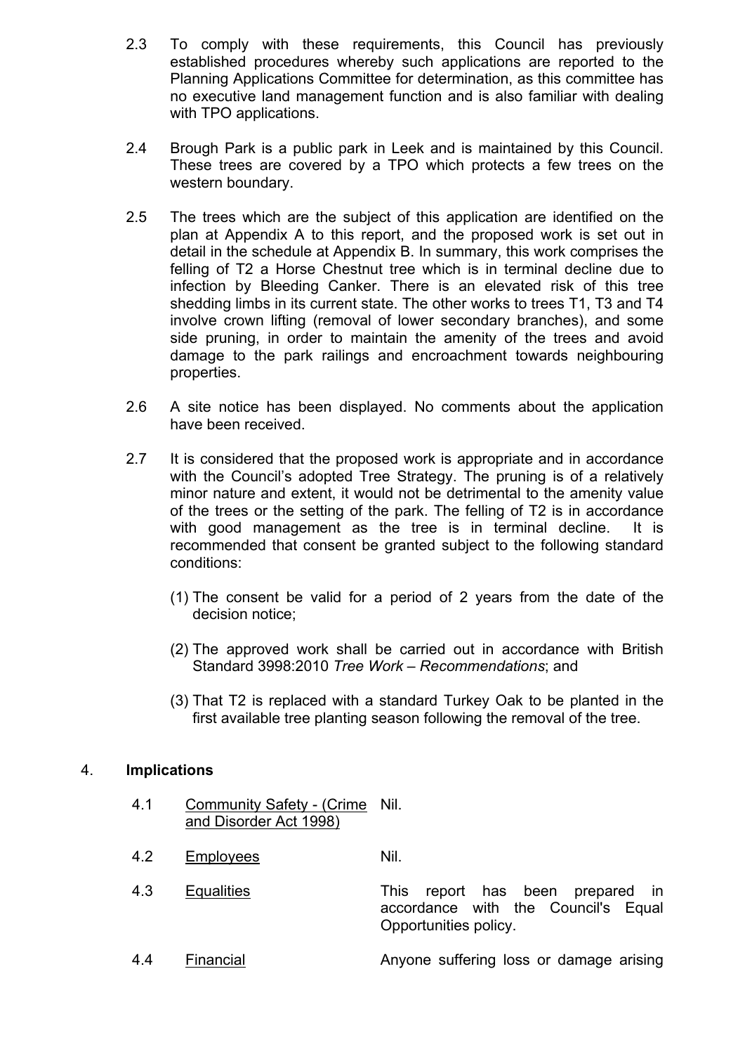2.3 To comply with these requirements, this Council has previously established procedures whereby such applications are reported to the Planning Applications Committee for determination, as this committee has no executive land management function and is also familiar with dealing with TPO applications.

2.4 Brough Park is a public park in Leek and is maintained by this Council. These trees are covered by a TPO which protects a few trees on the western boundary.

2.5 The trees which are the subject of this application are identified on the plan at Appendix A to this report, and the proposed work is set out in detail in the schedule at Appendix B. In summary, this work comprises the felling of T2 a Horse Chestnut tree which is in terminal decline due to infection by Bleeding Canker. There is an elevated risk of this tree shedding limbs in its current state. The other works to trees T1, T3 and T4 involve crown lifting (removal of lower secondary branches), and some side pruning, in order to maintain the amenity of the trees and avoid damage to the park railings and encroachment towards neighbouring properties.

2.6 A site notice has been displayed. No comments about the application have been received.

2.7 It is considered that the proposed work is appropriate and in accordance with the Council's adopted Tree Strategy. The pruning is of a relatively minor nature and extent, it would not be detrimental to the amenity value of the trees or the setting of the park. The felling of T2 is in accordance with good management as the tree is in terminal decline. It is recommended that consent be granted subject to the following standard conditions:

(1) The consent be valid for a period of 2 years from the date of the decision notice;

(2) The approved work shall be carried out in accordance with British Standard 3998:2010 *Tree Work – Recommendations*; and

(3) That T2 is replaced with a standard Turkey Oak to be planted in the first available tree planting season following the removal of the tree.

## 4. Implications

| | | |
|---|---|---|
| 4.1 | Community Safety - (Crime and Disorder Act 1998) | Nil. |
| 4.2 | Employees | Nil. |
| 4.3 | Equalities | This report has been prepared in accordance with the Council's Equal Opportunities policy. |
| 4.4 | Financial | Anyone suffering loss or damage arising |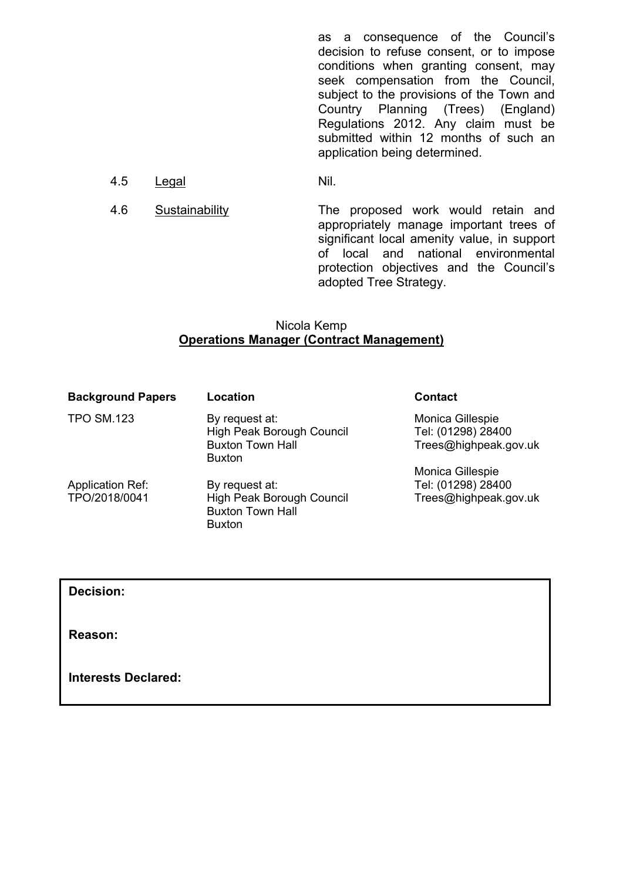as a consequence of the Council's decision to refuse consent, or to impose conditions when granting consent, may seek compensation from the Council, subject to the provisions of the Town and Country Planning (Trees) (England) Regulations 2012. Any claim must be submitted within 12 months of such an application being determined.

4.5 Legal — Nil.

4.6 Sustainability — The proposed work would retain and appropriately manage important trees of significant local amenity value, in support of local and national environmental protection objectives and the Council's adopted Tree Strategy.

Nicola Kemp
**Operations Manager (Contract Management)**

| **Background Papers** | **Location** | **Contact** |
|---|---|---|
| TPO SM.123 | By request at: High Peak Borough Council Buxton Town Hall Buxton | Monica Gillespie Tel: (01298) 28400 Trees@highpeak.gov.uk |
| Application Ref: TPO/2018/0041 | By request at: High Peak Borough Council Buxton Town Hall Buxton | Monica Gillespie Tel: (01298) 28400 Trees@highpeak.gov.uk |

**Decision:**

**Reason:**

**Interests Declared:**